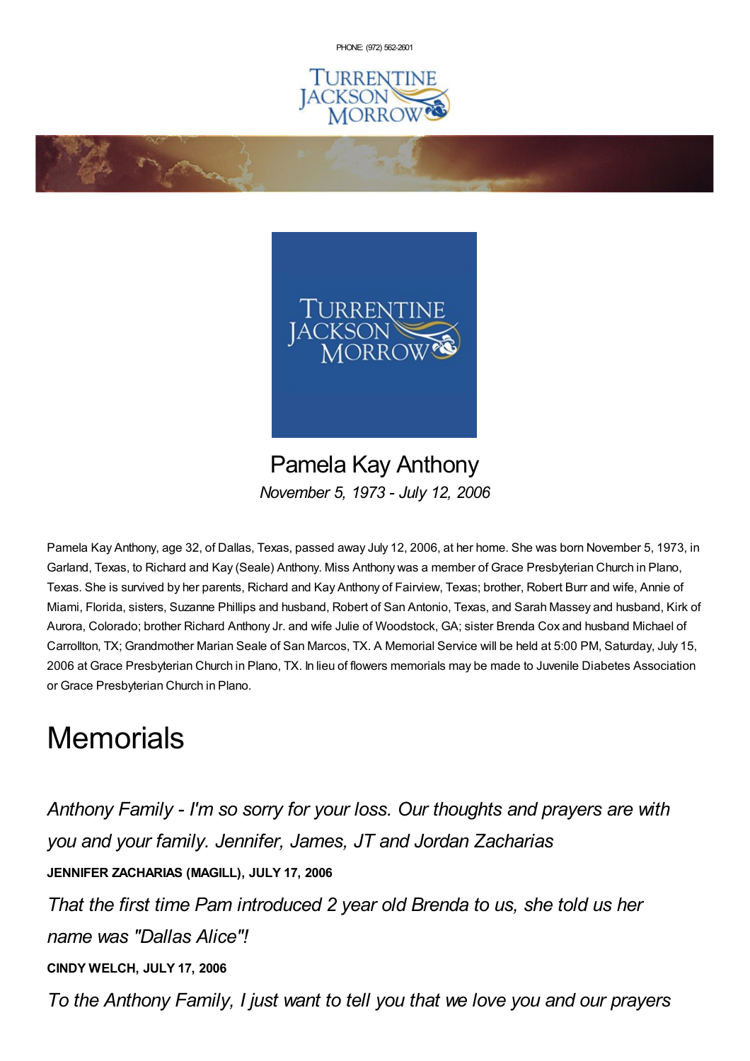PHONE: (972) 562-2601

# Pamela Kay Anthony

*November 5, 1973 - July 12, 2006*

Pamela Kay Anthony, age 32, of Dallas, Texas, passed away July 12, 2006, at her home. She was born November 5, 1973, in Garland, Texas, to Richard and Kay (Seale) Anthony. Miss Anthony was a member of Grace Presbyterian Church in Plano, Texas. She is survived by her parents, Richard and Kay Anthony of Fairview, Texas; brother, Robert Burr and wife, Annie of Miami, Florida, sisters, Suzanne Phillips and husband, Robert of San Antonio, Texas, and Sarah Massey and husband, Kirk of Aurora, Colorado; brother Richard Anthony Jr. and wife Julie of Woodstock, GA; sister Brenda Cox and husband Michael of Carrollton, TX; Grandmother Marian Seale of San Marcos, TX. A Memorial Service will be held at 5:00 PM, Saturday, July 15, 2006 at Grace Presbyterian Church in Plano, TX. In lieu of flowers memorials may be made to Juvenile Diabetes Association or Grace Presbyterian Church in Plano.

# Memorials

*Anthony Family - I'm so sorry for your loss. Our thoughts and prayers are with you and your family. Jennifer, James, JT and Jordan Zacharias*

**JENNIFER ZACHARIAS (MAGILL), JULY 17, 2006**

*That the first time Pam introduced 2 year old Brenda to us, she told us her name was "Dallas Alice"!*

**CINDY WELCH, JULY 17, 2006**

*To the Anthony Family, I just want to tell you that we love you and our prayers*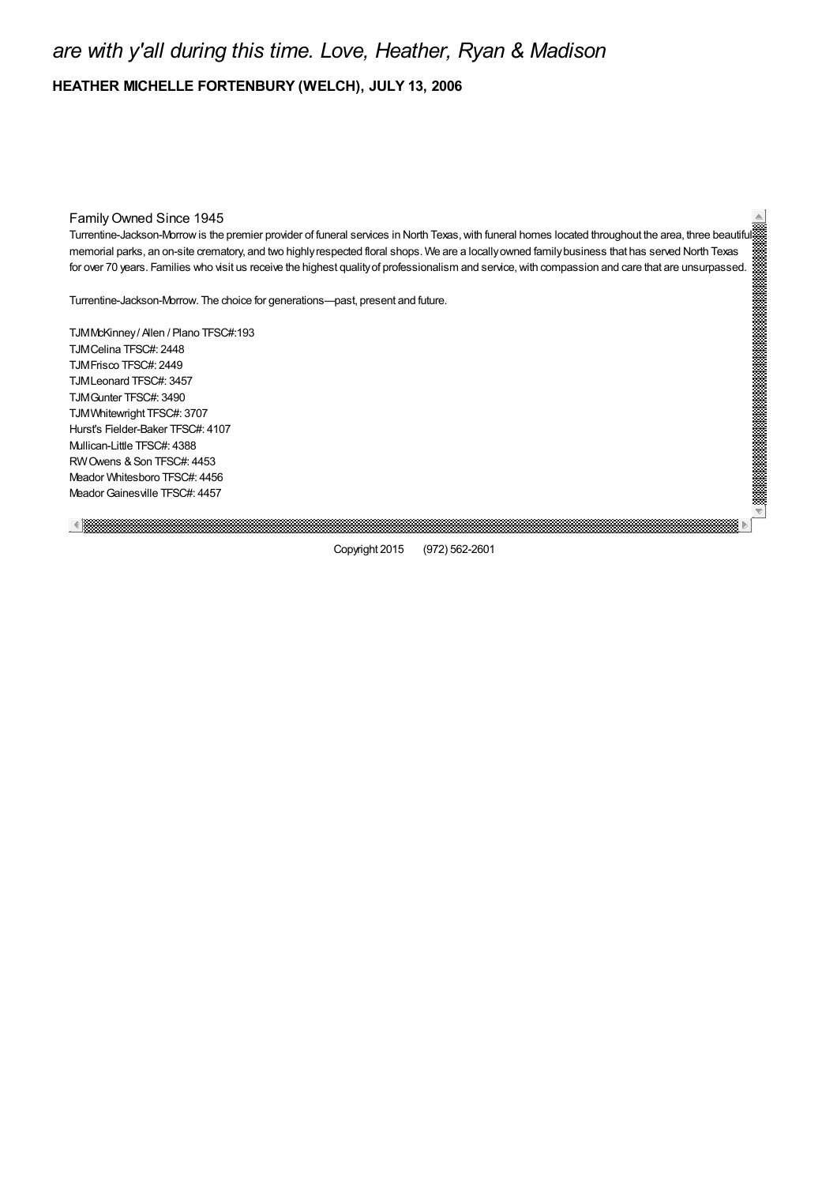*are with y'all during this time. Love, Heather, Ryan & Madison*

**HEATHER MICHELLE FORTENBURY (WELCH), JULY 13, 2006**

Family Owned Since 1945

Turrentine-Jackson-Morrow is the premier provider of funeral services in North Texas, with funeral homes located throughout the area, three beautiful memorial parks, an on-site crematory, and two highly respected floral shops. We are a locally owned family business that has served North Texas for over 70 years. Families who visit us receive the highest quality of professionalism and service, with compassion and care that are unsurpassed.

Turrentine-Jackson-Morrow. The choice for generations—past, present and future.

TJM McKinney / Allen / Plano TFSC#:193
TJM Celina TFSC#: 2448
TJM Frisco TFSC#: 2449
TJM Leonard TFSC#: 3457
TJM Gunter TFSC#: 3490
TJM Whitewright TFSC#: 3707
Hurst's Fielder-Baker TFSC#: 4107
Mullican-Little TFSC#: 4388
RW Owens & Son TFSC#: 4453
Meador Whitesboro TFSC#: 4456
Meador Gainesville TFSC#: 4457

Copyright 2015 (972) 562-2601